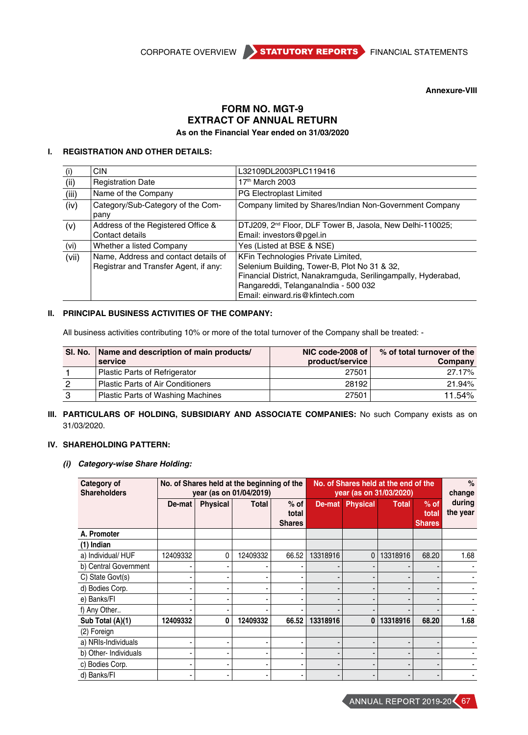Annexure-VIII

# FORM NO. MGT-9
# EXTRACT OF ANNUAL RETURN
### As on the Financial Year ended on 31/03/2020

## I. REGISTRATION AND OTHER DETAILS:

| | | |
|---|---|---|
| (i) | CIN | L32109DL2003PLC119416 |
| (ii) | Registration Date | 17th March 2003 |
| (iii) | Name of the Company | PG Electroplast Limited |
| (iv) | Category/Sub-Category of the Company | Company limited by Shares/Indian Non-Government Company |
| (v) | Address of the Registered Office & Contact details | DTJ209, 2nd Floor, DLF Tower B, Jasola, New Delhi-110025; Email: investors@pgel.in |
| (vi) | Whether a listed Company | Yes (Listed at BSE & NSE) |
| (vii) | Name, Address and contact details of Registrar and Transfer Agent, if any: | KFin Technologies Private Limited, Selenium Building, Tower-B, Plot No 31 & 32, Financial District, Nanakramguda, Serilingampally, Hyderabad, Rangareddi, TelanganaIndia - 500 032 Email: einward.ris@kfintech.com |

## II. PRINCIPAL BUSINESS ACTIVITIES OF THE COMPANY:

All business activities contributing 10% or more of the total turnover of the Company shall be treated: -

| Sl. No. | Name and description of main products/ service | NIC code-2008 of product/service | % of total turnover of the Company |
|---|---|---|---|
| 1 | Plastic Parts of Refrigerator | 27501 | 27.17% |
| 2 | Plastic Parts of Air Conditioners | 28192 | 21.94% |
| 3 | Plastic Parts of Washing Machines | 27501 | 11.54% |

## III. PARTICULARS OF HOLDING, SUBSIDIARY AND ASSOCIATE COMPANIES: No such Company exists as on 31/03/2020.

## IV. SHAREHOLDING PATTERN:

***(i) Category-wise Share Holding:***

| Category of Shareholders | No. of Shares held at the beginning of the year (as on 01/04/2019) | | | | No. of Shares held at the end of the year (as on 31/03/2020) | | | | % change during the year |
|---|---|---|---|---|---|---|---|---|---|
| | De-mat | Physical | Total | % of total Shares | De-mat | Physical | Total | % of total Shares | |
| **A. Promoter** | | | | | | | | | |
| **(1) Indian** | | | | | | | | | |
| a) Individual/ HUF | 12409332 | 0 | 12409332 | 66.52 | 13318916 | 0 | 13318916 | 68.20 | 1.68 |
| b) Central Government | - | - | - | - | - | - | - | - | - |
| C) State Govt(s) | - | - | - | - | - | - | - | - | - |
| d) Bodies Corp. | - | - | - | - | - | - | - | - | - |
| e) Banks/FI | - | - | - | - | - | - | - | - | - |
| f) Any Other.. | - | - | - | - | - | - | - | - | - |
| **Sub Total (A)(1)** | **12409332** | **0** | **12409332** | **66.52** | **13318916** | **0** | **13318916** | **68.20** | **1.68** |
| (2) Foreign | | | | | | | | | |
| a) NRIs-Individuals | - | - | - | - | - | - | - | - | - |
| b) Other- Individuals | - | - | - | - | - | - | - | - | - |
| c) Bodies Corp. | - | - | - | - | - | - | - | - | - |
| d) Banks/FI | - | - | - | - | - | - | - | - | - |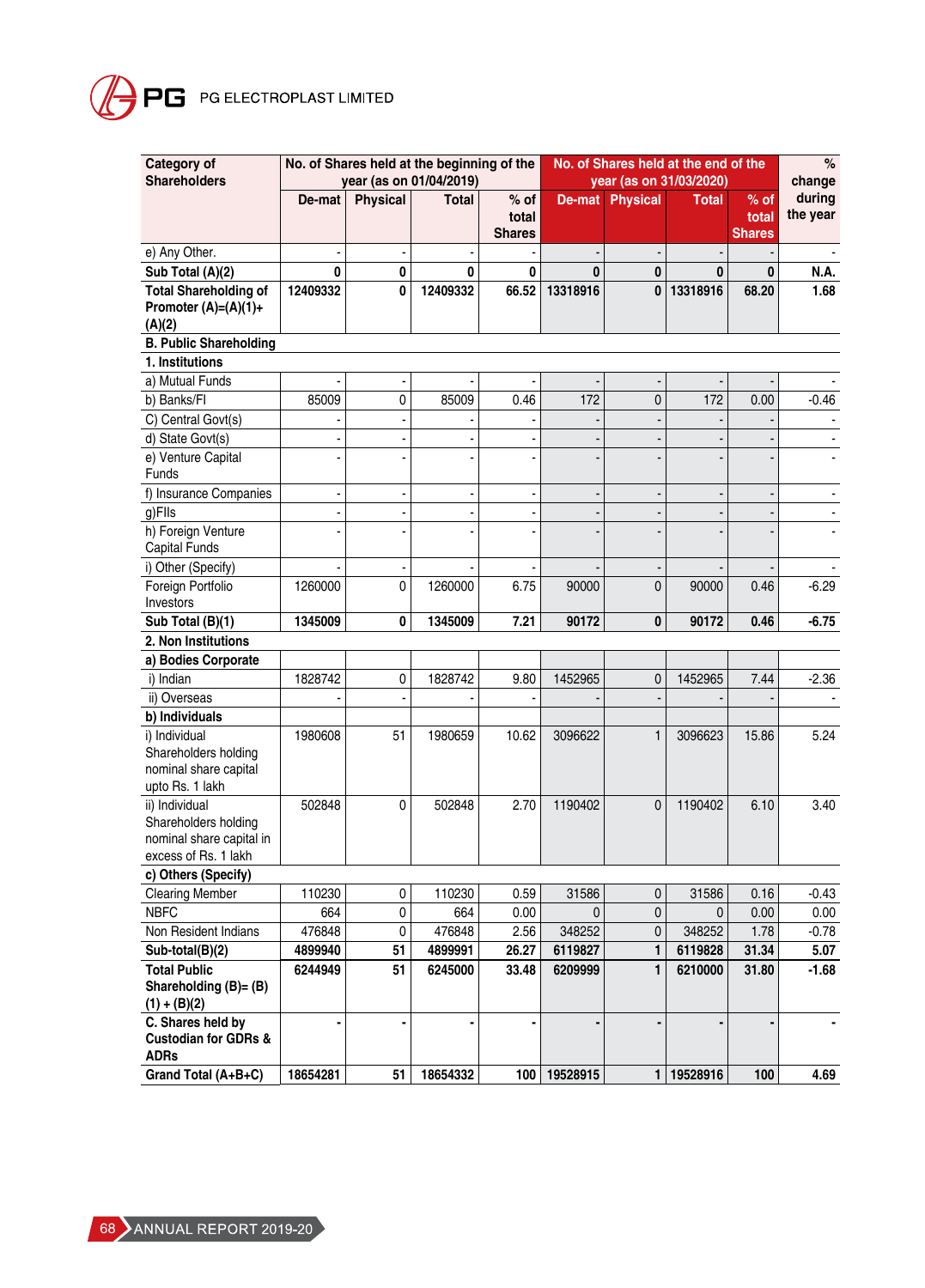| Category of Shareholders | No. of Shares held at the beginning of the year (as on 01/04/2019) | | | | No. of Shares held at the end of the year (as on 31/03/2020) | | | | % change during the year |
|---|---|---|---|---|---|---|---|---|---|
| | De-mat | Physical | Total | % of total Shares | De-mat | Physical | Total | % of total Shares | |
| e) Any Other. | - | - | - | - | - | - | - | - | - |
| **Sub Total (A)(2)** | **0** | **0** | **0** | **0** | **0** | **0** | **0** | **0** | **N.A.** |
| **Total Shareholding of Promoter (A)=(A)(1)+ (A)(2)** | **12409332** | **0** | **12409332** | **66.52** | **13318916** | **0** | **13318916** | **68.20** | **1.68** |
| **B. Public Shareholding** | | | | | | | | | |
| **1. Institutions** | | | | | | | | | |
| a) Mutual Funds | - | - | - | - | - | - | - | - | - |
| b) Banks/FI | 85009 | 0 | 85009 | 0.46 | 172 | 0 | 172 | 0.00 | -0.46 |
| C) Central Govt(s) | - | - | - | - | - | - | - | - | - |
| d) State Govt(s) | - | - | - | - | - | - | - | - | - |
| e) Venture Capital Funds | - | - | - | - | - | - | - | - | - |
| f) Insurance Companies | - | - | - | - | - | - | - | - | - |
| g)FIIs | - | - | - | - | - | - | - | - | - |
| h) Foreign Venture Capital Funds | - | - | - | - | - | - | - | - | - |
| i) Other (Specify) | - | - | - | - | - | - | - | - | - |
| Foreign Portfolio Investors | 1260000 | 0 | 1260000 | 6.75 | 90000 | 0 | 90000 | 0.46 | -6.29 |
| **Sub Total (B)(1)** | **1345009** | **0** | **1345009** | **7.21** | **90172** | **0** | **90172** | **0.46** | **-6.75** |
| **2. Non Institutions** | | | | | | | | | |
| **a) Bodies Corporate** | | | | | | | | | |
| i) Indian | 1828742 | 0 | 1828742 | 9.80 | 1452965 | 0 | 1452965 | 7.44 | -2.36 |
| ii) Overseas | - | - | - | - | - | - | - | - | - |
| **b) Individuals** | | | | | | | | | |
| i) Individual Shareholders holding nominal share capital upto Rs. 1 lakh | 1980608 | 51 | 1980659 | 10.62 | 3096622 | 1 | 3096623 | 15.86 | 5.24 |
| ii) Individual Shareholders holding nominal share capital in excess of Rs. 1 lakh | 502848 | 0 | 502848 | 2.70 | 1190402 | 0 | 1190402 | 6.10 | 3.40 |
| **c) Others (Specify)** | | | | | | | | | |
| Clearing Member | 110230 | 0 | 110230 | 0.59 | 31586 | 0 | 31586 | 0.16 | -0.43 |
| NBFC | 664 | 0 | 664 | 0.00 | 0 | 0 | 0 | 0.00 | 0.00 |
| Non Resident Indians | 476848 | 0 | 476848 | 2.56 | 348252 | 0 | 348252 | 1.78 | -0.78 |
| **Sub-total(B)(2)** | **4899940** | **51** | **4899991** | **26.27** | **6119827** | **1** | **6119828** | **31.34** | **5.07** |
| **Total Public Shareholding (B)= (B)(1) + (B)(2)** | **6244949** | **51** | **6245000** | **33.48** | **6209999** | **1** | **6210000** | **31.80** | **-1.68** |
| **C. Shares held by Custodian for GDRs & ADRs** | - | - | - | - | - | - | - | - | - |
| **Grand Total (A+B+C)** | **18654281** | **51** | **18654332** | **100** | **19528915** | **1** | **19528916** | **100** | **4.69** |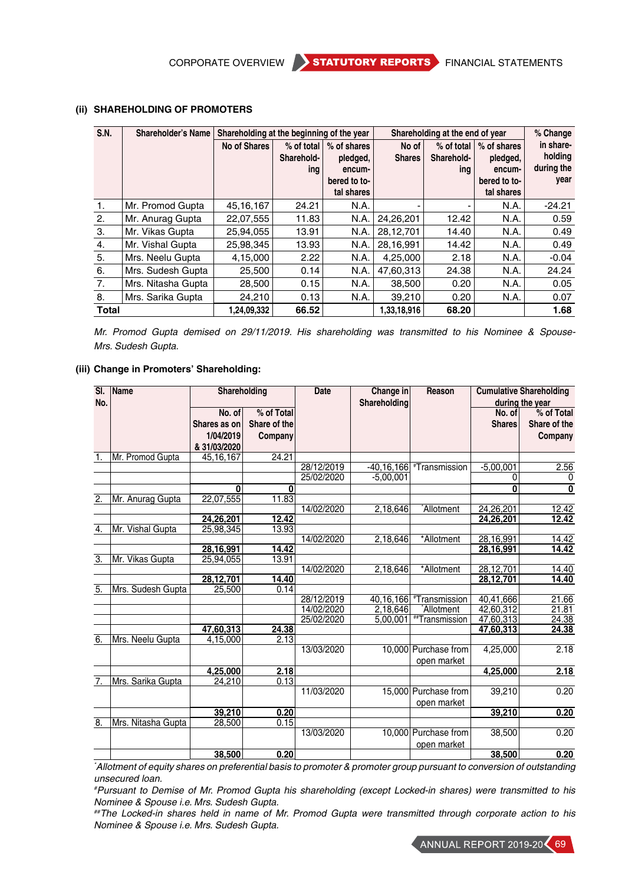### (ii) SHAREHOLDING OF PROMOTERS

| S.N. | Shareholder's Name | Shareholding at the beginning of the year | | | Shareholding at the end of year | | | % Change in share-holding during the year |
|---|---|---|---|---|---|---|---|---|
| | | No of Shares | % of total Sharehold-ing | % of shares pledged, encum-bered to to-tal shares | No of Shares | % of total Sharehold-ing | % of shares pledged, encum-bered to to-tal shares | |
| 1. | Mr. Promod Gupta | 45,16,167 | 24.21 | N.A. | - | - | N.A. | -24.21 |
| 2. | Mr. Anurag Gupta | 22,07,555 | 11.83 | N.A. | 24,26,201 | 12.42 | N.A. | 0.59 |
| 3. | Mr. Vikas Gupta | 25,94,055 | 13.91 | N.A. | 28,12,701 | 14.40 | N.A. | 0.49 |
| 4. | Mr. Vishal Gupta | 25,98,345 | 13.93 | N.A. | 28,16,991 | 14.42 | N.A. | 0.49 |
| 5. | Mrs. Neelu Gupta | 4,15,000 | 2.22 | N.A. | 4,25,000 | 2.18 | N.A. | -0.04 |
| 6. | Mrs. Sudesh Gupta | 25,500 | 0.14 | N.A. | 47,60,313 | 24.38 | N.A. | 24.24 |
| 7. | Mrs. Nitasha Gupta | 28,500 | 0.15 | N.A. | 38,500 | 0.20 | N.A. | 0.05 |
| 8. | Mrs. Sarika Gupta | 24,210 | 0.13 | N.A. | 39,210 | 0.20 | N.A. | 0.07 |
| **Total** | | **1,24,09,332** | **66.52** | | **1,33,18,916** | **68.20** | | **1.68** |

*Mr. Promod Gupta demised on 29/11/2019. His shareholding was transmitted to his Nominee & Spouse-Mrs. Sudesh Gupta.*

### (iii) Change in Promoters' Shareholding:

| Sl. No. | Name | Shareholding | | Date | Change in Shareholding | Reason | Cumulative Shareholding during the year | |
|---|---|---|---|---|---|---|---|---|
| | | No. of Shares as on 1/04/2019 & 31/03/2020 | % of Total Share of the Company | | | | No. of Shares | % of Total Share of the Company |
| 1. | Mr. Promod Gupta | 45,16,167 | 24.21 | | | | | |
| | | | | 28/12/2019 | -40,16,166 | #Transmission | -5,00,001 | 2.56 |
| | | | | 25/02/2020 | -5,00,001 | | 0 | 0 |
| | | **0** | **0** | | | | **0** | **0** |
| 2. | Mr. Anurag Gupta | 22,07,555 | 11.83 | | | | | |
| | | | | 14/02/2020 | 2,18,646 | *Allotment | 24,26,201 | 12.42 |
| | | **24,26,201** | **12.42** | | | | **24,26,201** | **12.42** |
| 4. | Mr. Vishal Gupta | 25,98,345 | 13.93 | | | | | |
| | | | | 14/02/2020 | 2,18,646 | *Allotment | 28,16,991 | 14.42 |
| | | **28,16,991** | **14.42** | | | | **28,16,991** | **14.42** |
| 3. | Mr. Vikas Gupta | 25,94,055 | 13.91 | | | | | |
| | | | | 14/02/2020 | 2,18,646 | *Allotment | 28,12,701 | 14.40 |
| | | **28,12,701** | **14.40** | | | | **28,12,701** | **14.40** |
| 5. | Mrs. Sudesh Gupta | 25,500 | 0.14 | | | | | |
| | | | | 28/12/2019 | 40,16,166 | #Transmission | 40,41,666 | 21.66 |
| | | | | 14/02/2020 | 2,18,646 | *Allotment | 42,60,312 | 21.81 |
| | | | | 25/02/2020 | 5,00,001 | ##Transmission | 47,60,313 | 24.38 |
| | | **47,60,313** | **24.38** | | | | **47,60,313** | **24.38** |
| 6. | Mrs. Neelu Gupta | 4,15,000 | 2.13 | | | | | |
| | | | | 13/03/2020 | 10,000 | Purchase from open market | 4,25,000 | 2.18 |
| | | **4,25,000** | **2.18** | | | | **4,25,000** | **2.18** |
| 7. | Mrs. Sarika Gupta | 24,210 | 0.13 | | | | | |
| | | | | 11/03/2020 | 15,000 | Purchase from open market | 39,210 | 0.20 |
| | | **39,210** | **0.20** | | | | **39,210** | **0.20** |
| 8. | Mrs. Nitasha Gupta | 28,500 | 0.15 | | | | | |
| | | | | 13/03/2020 | 10,000 | Purchase from open market | 38,500 | 0.20 |
| | | **38,500** | **0.20** | | | | **38,500** | **0.20** |

*\*Allotment of equity shares on preferential basis to promoter & promoter group pursuant to conversion of outstanding unsecured loan.*

*#Pursuant to Demise of Mr. Promod Gupta his shareholding (except Locked-in shares) were transmitted to his Nominee & Spouse i.e. Mrs. Sudesh Gupta.*

*##The Locked-in shares held in name of Mr. Promod Gupta were transmitted through corporate action to his Nominee & Spouse i.e. Mrs. Sudesh Gupta.*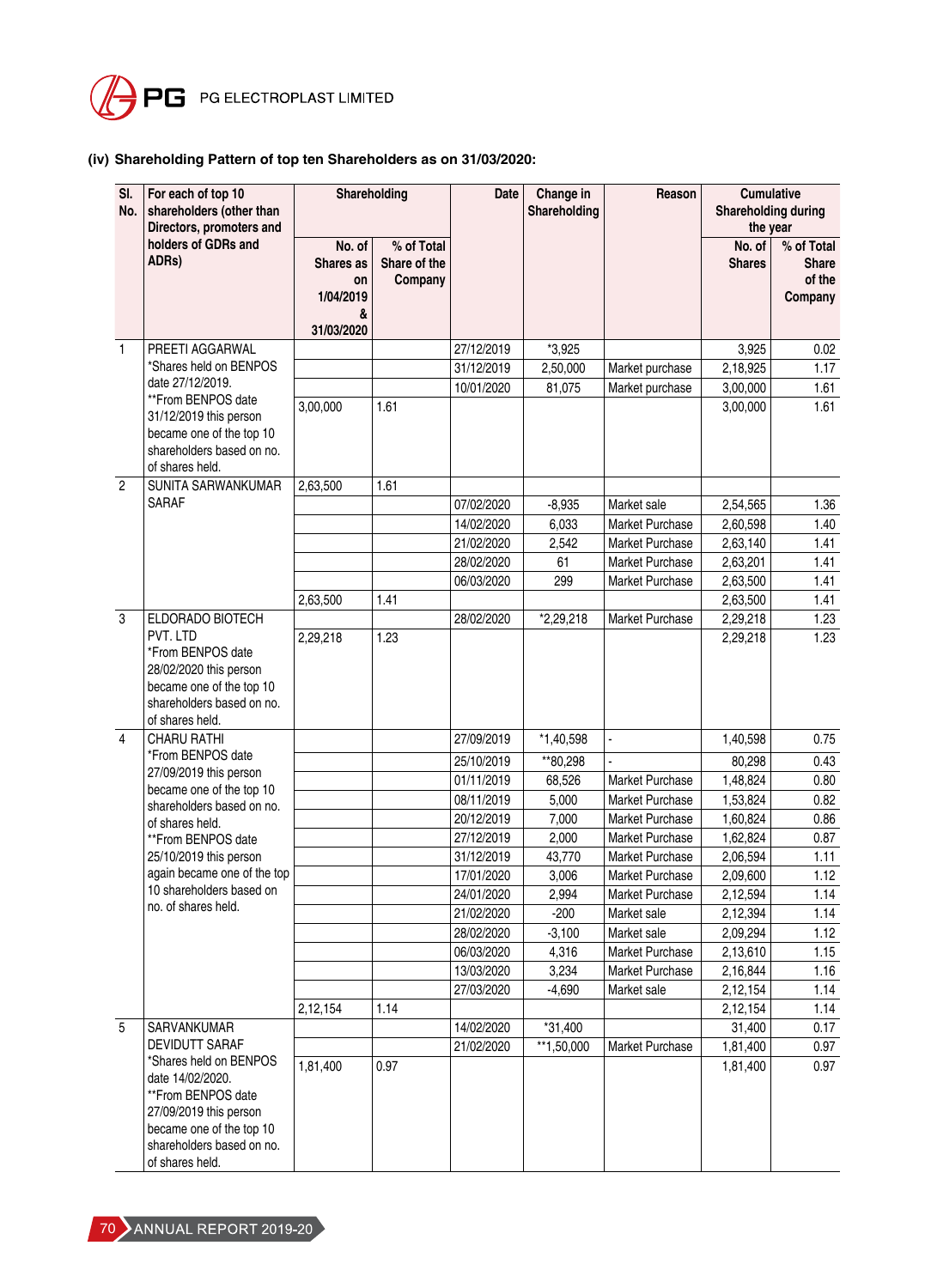### (iv) Shareholding Pattern of top ten Shareholders as on 31/03/2020:

| Sl. No. | For each of top 10 shareholders (other than Directors, promoters and holders of GDRs and ADRs) | Shareholding | | Date | Change in Shareholding | Reason | Cumulative Shareholding during the year | |
|---|---|---|---|---|---|---|---|---|
| | | No. of Shares as on 1/04/2019 & 31/03/2020 | % of Total Share of the Company | | | | No. of Shares | % of Total Share of the Company |
| 1 | PREETI AGGARWAL *Shares held on BENPOS date 27/12/2019. **From BENPOS date 31/12/2019 this person became one of the top 10 shareholders based on no. of shares held. | | | 27/12/2019 | *3,925 | | 3,925 | 0.02 |
| | | | | 31/12/2019 | 2,50,000 | Market purchase | 2,18,925 | 1.17 |
| | | | | 10/01/2020 | 81,075 | Market purchase | 3,00,000 | 1.61 |
| | | 3,00,000 | 1.61 | | | | 3,00,000 | 1.61 |
| 2 | SUNITA SARWANKUMAR SARAF | 2,63,500 | 1.61 | | | | | |
| | | | | 07/02/2020 | -8,935 | Market sale | 2,54,565 | 1.36 |
| | | | | 14/02/2020 | 6,033 | Market Purchase | 2,60,598 | 1.40 |
| | | | | 21/02/2020 | 2,542 | Market Purchase | 2,63,140 | 1.41 |
| | | | | 28/02/2020 | 61 | Market Purchase | 2,63,201 | 1.41 |
| | | | | 06/03/2020 | 299 | Market Purchase | 2,63,500 | 1.41 |
| | | 2,63,500 | 1.41 | | | | 2,63,500 | 1.41 |
| 3 | ELDORADO BIOTECH PVT. LTD *From BENPOS date 28/02/2020 this person became one of the top 10 shareholders based on no. of shares held. | | | 28/02/2020 | *2,29,218 | Market Purchase | 2,29,218 | 1.23 |
| | | 2,29,218 | 1.23 | | | | 2,29,218 | 1.23 |
| 4 | CHARU RATHI *From BENPOS date 27/09/2019 this person became one of the top 10 shareholders based on no. of shares held. **From BENPOS date 25/10/2019 this person again became one of the top 10 shareholders based on no. of shares held. | | | 27/09/2019 | *1,40,598 | - | 1,40,598 | 0.75 |
| | | | | 25/10/2019 | **80,298 | - | 80,298 | 0.43 |
| | | | | 01/11/2019 | 68,526 | Market Purchase | 1,48,824 | 0.80 |
| | | | | 08/11/2019 | 5,000 | Market Purchase | 1,53,824 | 0.82 |
| | | | | 20/12/2019 | 7,000 | Market Purchase | 1,60,824 | 0.86 |
| | | | | 27/12/2019 | 2,000 | Market Purchase | 1,62,824 | 0.87 |
| | | | | 31/12/2019 | 43,770 | Market Purchase | 2,06,594 | 1.11 |
| | | | | 17/01/2020 | 3,006 | Market Purchase | 2,09,600 | 1.12 |
| | | | | 24/01/2020 | 2,994 | Market Purchase | 2,12,594 | 1.14 |
| | | | | 21/02/2020 | -200 | Market sale | 2,12,394 | 1.14 |
| | | | | 28/02/2020 | -3,100 | Market sale | 2,09,294 | 1.12 |
| | | | | 06/03/2020 | 4,316 | Market Purchase | 2,13,610 | 1.15 |
| | | | | 13/03/2020 | 3,234 | Market Purchase | 2,16,844 | 1.16 |
| | | | | 27/03/2020 | -4,690 | Market sale | 2,12,154 | 1.14 |
| | | 2,12,154 | 1.14 | | | | 2,12,154 | 1.14 |
| 5 | SARVANKUMAR DEVIDUTT SARAF *Shares held on BENPOS date 14/02/2020. **From BENPOS date 27/09/2019 this person became one of the top 10 shareholders based on no. of shares held. | | | 14/02/2020 | *31,400 | | 31,400 | 0.17 |
| | | | | 21/02/2020 | **1,50,000 | Market Purchase | 1,81,400 | 0.97 |
| | | 1,81,400 | 0.97 | | | | 1,81,400 | 0.97 |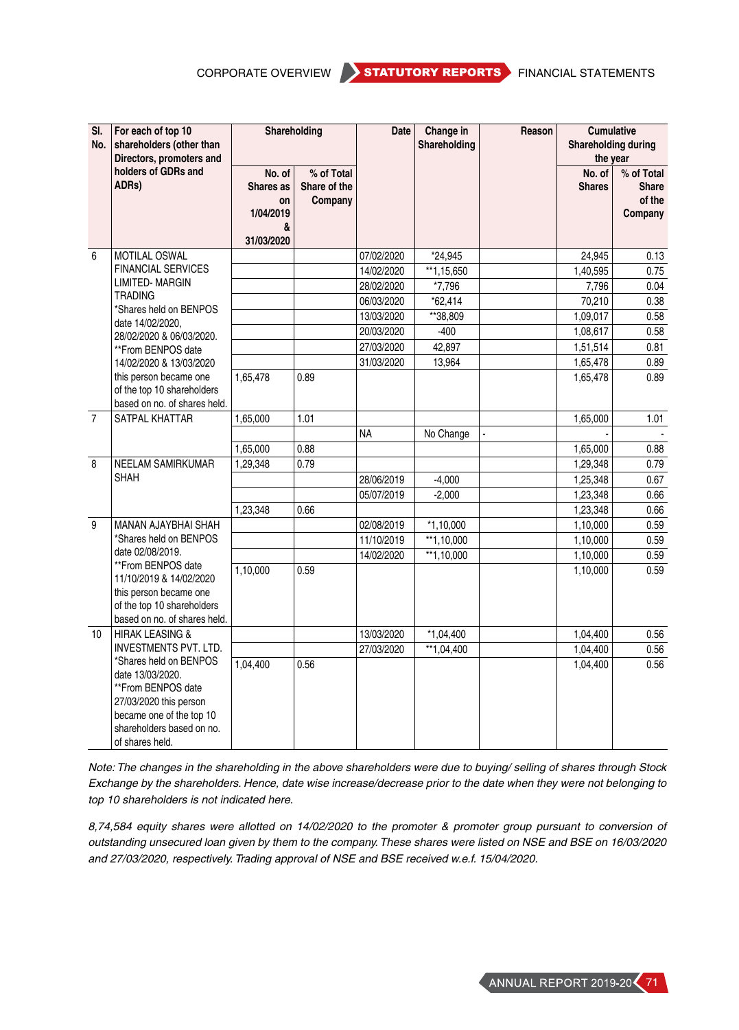| Sl. No. | For each of top 10 shareholders (other than Directors, promoters and holders of GDRs and ADRs) | Shareholding | | Date | Change in Shareholding | Reason | Cumulative Shareholding during the year | |
|---|---|---|---|---|---|---|---|---|
| | | No. of Shares as on 1/04/2019 & 31/03/2020 | % of Total Share of the Company | | | | No. of Shares | % of Total Share of the Company |
| 6 | MOTILAL OSWAL FINANCIAL SERVICES LIMITED- MARGIN TRADING *Shares held on BENPOS date 14/02/2020, 28/02/2020 & 06/03/2020. **From BENPOS date 14/02/2020 & 13/03/2020 this person became one of the top 10 shareholders based on no. of shares held. | | | 07/02/2020 | *24,945 | | 24,945 | 0.13 |
| | | | | 14/02/2020 | **1,15,650 | | 1,40,595 | 0.75 |
| | | | | 28/02/2020 | *7,796 | | 7,796 | 0.04 |
| | | | | 06/03/2020 | *62,414 | | 70,210 | 0.38 |
| | | | | 13/03/2020 | **38,809 | | 1,09,017 | 0.58 |
| | | | | 20/03/2020 | -400 | | 1,08,617 | 0.58 |
| | | | | 27/03/2020 | 42,897 | | 1,51,514 | 0.81 |
| | | | | 31/03/2020 | 13,964 | | 1,65,478 | 0.89 |
| | | 1,65,478 | 0.89 | | | | 1,65,478 | 0.89 |
| 7 | SATPAL KHATTAR | 1,65,000 | 1.01 | | | | 1,65,000 | 1.01 |
| | | | | NA | No Change | - | - | - |
| | | 1,65,000 | 0.88 | | | | 1,65,000 | 0.88 |
| 8 | NEELAM SAMIRKUMAR SHAH | 1,29,348 | 0.79 | | | | 1,29,348 | 0.79 |
| | | | | 28/06/2019 | -4,000 | | 1,25,348 | 0.67 |
| | | | | 05/07/2019 | -2,000 | | 1,23,348 | 0.66 |
| | | 1,23,348 | 0.66 | | | | 1,23,348 | 0.66 |
| 9 | MANAN AJAYBHAI SHAH *Shares held on BENPOS date 02/08/2019. **From BENPOS date 11/10/2019 & 14/02/2020 this person became one of the top 10 shareholders based on no. of shares held. | | | 02/08/2019 | *1,10,000 | | 1,10,000 | 0.59 |
| | | | | 11/10/2019 | **1,10,000 | | 1,10,000 | 0.59 |
| | | | | 14/02/2020 | **1,10,000 | | 1,10,000 | 0.59 |
| | | 1,10,000 | 0.59 | | | | 1,10,000 | 0.59 |
| 10 | HIRAK LEASING & INVESTMENTS PVT. LTD. *Shares held on BENPOS date 13/03/2020. **From BENPOS date 27/03/2020 this person became one of the top 10 shareholders based on no. of shares held. | | | 13/03/2020 | *1,04,400 | | 1,04,400 | 0.56 |
| | | | | 27/03/2020 | **1,04,400 | | 1,04,400 | 0.56 |
| | | 1,04,400 | 0.56 | | | | 1,04,400 | 0.56 |

*Note: The changes in the shareholding in the above shareholders were due to buying/ selling of shares through Stock Exchange by the shareholders. Hence, date wise increase/decrease prior to the date when they were not belonging to top 10 shareholders is not indicated here.*

*8,74,584 equity shares were allotted on 14/02/2020 to the promoter & promoter group pursuant to conversion of outstanding unsecured loan given by them to the company. These shares were listed on NSE and BSE on 16/03/2020 and 27/03/2020, respectively. Trading approval of NSE and BSE received w.e.f. 15/04/2020.*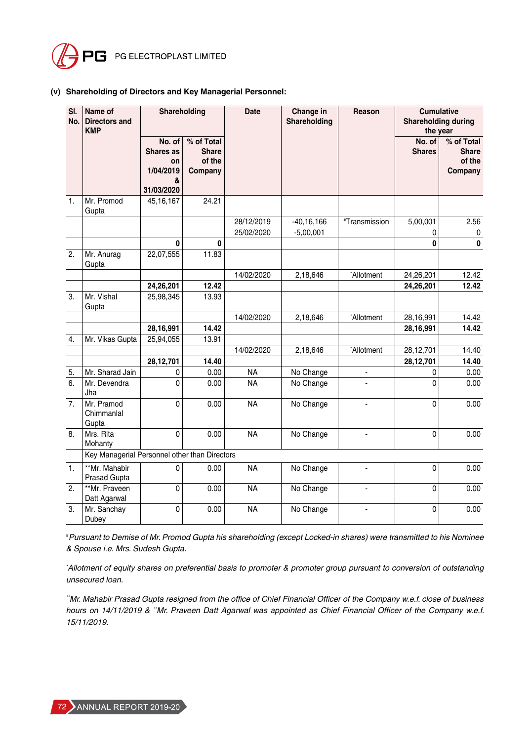**(v) Shareholding of Directors and Key Managerial Personnel:**

| Sl. No. | Name of Directors and KMP | Shareholding | | Date | Change in Shareholding | Reason | Cumulative Shareholding during the year | |
|---|---|---|---|---|---|---|---|---|
| | | No. of Shares as on 1/04/2019 & 31/03/2020 | % of Total Share of the Company | | | | No. of Shares | % of Total Share of the Company |
| 1. | Mr. Promod Gupta | 45,16,167 | 24.21 | | | | | |
| | | | | 28/12/2019 | -40,16,166 | #Transmission | 5,00,001 | 2.56 |
| | | | | 25/02/2020 | -5,00,001 | | 0 | 0 |
| | | **0** | **0** | | | | **0** | **0** |
| 2. | Mr. Anurag Gupta | 22,07,555 | 11.83 | | | | | |
| | | | | 14/02/2020 | 2,18,646 | *Allotment | 24,26,201 | 12.42 |
| | | **24,26,201** | **12.42** | | | | **24,26,201** | **12.42** |
| 3. | Mr. Vishal Gupta | 25,98,345 | 13.93 | | | | | |
| | | | | 14/02/2020 | 2,18,646 | *Allotment | 28,16,991 | 14.42 |
| | | **28,16,991** | **14.42** | | | | **28,16,991** | **14.42** |
| 4. | Mr. Vikas Gupta | 25,94,055 | 13.91 | | | | | |
| | | | | 14/02/2020 | 2,18,646 | *Allotment | 28,12,701 | 14.40 |
| | | **28,12,701** | **14.40** | | | | **28,12,701** | **14.40** |
| 5. | Mr. Sharad Jain | 0 | 0.00 | NA | No Change | - | 0 | 0.00 |
| 6. | Mr. Devendra Jha | 0 | 0.00 | NA | No Change | - | 0 | 0.00 |
| 7. | Mr. Pramod Chimmanlal Gupta | 0 | 0.00 | NA | No Change | - | 0 | 0.00 |
| 8. | Mrs. Rita Mohanty | 0 | 0.00 | NA | No Change | - | 0 | 0.00 |
| | Key Managerial Personnel other than Directors | | | | | | | |
| 1. | **Mr. Mahabir Prasad Gupta | 0 | 0.00 | NA | No Change | - | 0 | 0.00 |
| 2. | **Mr. Praveen Datt Agarwal | 0 | 0.00 | NA | No Change | - | 0 | 0.00 |
| 3. | Mr. Sanchay Dubey | 0 | 0.00 | NA | No Change | - | 0 | 0.00 |

*#Pursuant to Demise of Mr. Promod Gupta his shareholding (except Locked-in shares) were transmitted to his Nominee & Spouse i.e. Mrs. Sudesh Gupta.*

**Allotment of equity shares on preferential basis to promoter & promoter group pursuant to conversion of outstanding unsecured loan.*

***Mr. Mahabir Prasad Gupta resigned from the office of Chief Financial Officer of the Company w.e.f. close of business hours on 14/11/2019 & **Mr. Praveen Datt Agarwal was appointed as Chief Financial Officer of the Company w.e.f. 15/11/2019.*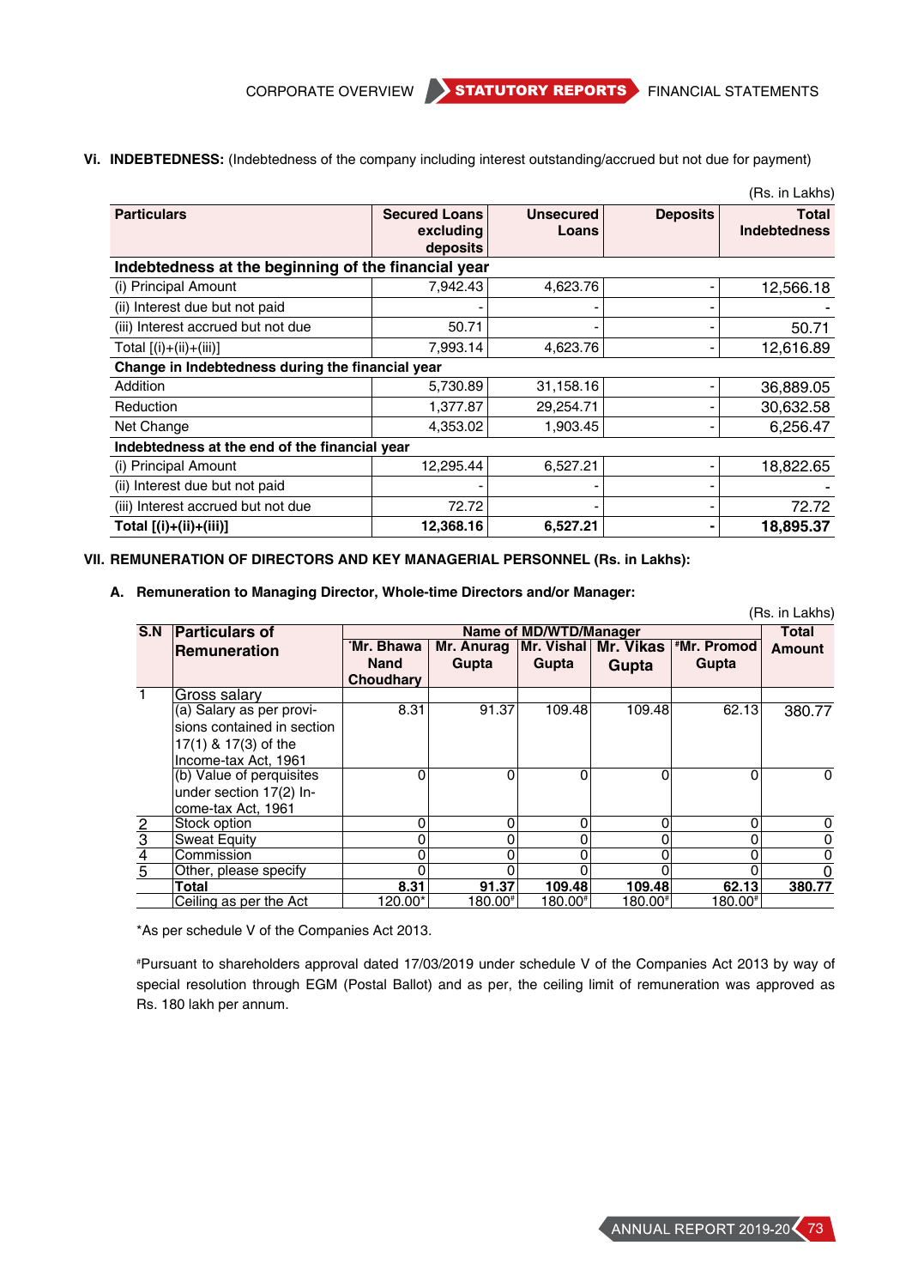**Vi. INDEBTEDNESS:** (Indebtedness of the company including interest outstanding/accrued but not due for payment)

(Rs. in Lakhs)

| Particulars | Secured Loans excluding deposits | Unsecured Loans | Deposits | Total Indebtedness |
|---|---|---|---|---|
| **Indebtedness at the beginning of the financial year** | | | | |
| (i) Principal Amount | 7,942.43 | 4,623.76 | - | 12,566.18 |
| (ii) Interest due but not paid | - | - | - | - |
| (iii) Interest accrued but not due | 50.71 | - | - | 50.71 |
| Total [(i)+(ii)+(iii)] | 7,993.14 | 4,623.76 | - | 12,616.89 |
| **Change in Indebtedness during the financial year** | | | | |
| Addition | 5,730.89 | 31,158.16 | - | 36,889.05 |
| Reduction | 1,377.87 | 29,254.71 | - | 30,632.58 |
| Net Change | 4,353.02 | 1,903.45 | - | 6,256.47 |
| **Indebtedness at the end of the financial year** | | | | |
| (i) Principal Amount | 12,295.44 | 6,527.21 | - | 18,822.65 |
| (ii) Interest due but not paid | - | - | - | - |
| (iii) Interest accrued but not due | 72.72 | - | - | 72.72 |
| **Total [(i)+(ii)+(iii)]** | **12,368.16** | **6,527.21** | **-** | **18,895.37** |

**VII. REMUNERATION OF DIRECTORS AND KEY MANAGERIAL PERSONNEL (Rs. in Lakhs):**

**A. Remuneration to Managing Director, Whole-time Directors and/or Manager:**

(Rs. in Lakhs)

| S.N | Particulars of Remuneration | Name of MD/WTD/Manager | | | | | Total Amount |
|---|---|---|---|---|---|---|---|
| | | *Mr. Bhawa Nand Choudhary | Mr. Anurag Gupta | Mr. Vishal Gupta | Mr. Vikas Gupta | #Mr. Promod Gupta | |
| 1 | Gross salary | | | | | | |
| | (a) Salary as per provisions contained in section 17(1) & 17(3) of the Income-tax Act, 1961 | 8.31 | 91.37 | 109.48 | 109.48 | 62.13 | 380.77 |
| | (b) Value of perquisites under section 17(2) Income-tax Act, 1961 | 0 | 0 | 0 | 0 | 0 | 0 |
| 2 | Stock option | 0 | 0 | 0 | 0 | 0 | 0 |
| 3 | Sweat Equity | 0 | 0 | 0 | 0 | 0 | 0 |
| 4 | Commission | 0 | 0 | 0 | 0 | 0 | 0 |
| 5 | Other, please specify | 0 | 0 | 0 | 0 | 0 | 0 |
| | **Total** | **8.31** | **91.37** | **109.48** | **109.48** | **62.13** | **380.77** |
| | Ceiling as per the Act | 120.00* | 180.00# | 180.00# | 180.00# | 180.00# | |

*As per schedule V of the Companies Act 2013.

#Pursuant to shareholders approval dated 17/03/2019 under schedule V of the Companies Act 2013 by way of special resolution through EGM (Postal Ballot) and as per, the ceiling limit of remuneration was approved as Rs. 180 lakh per annum.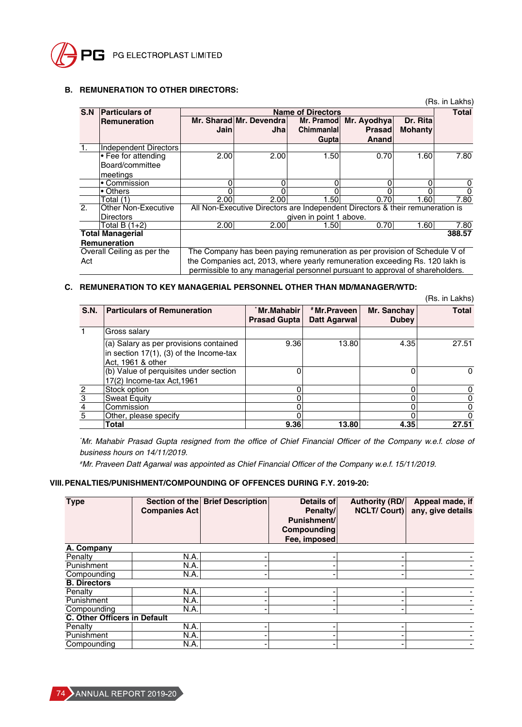## B. REMUNERATION TO OTHER DIRECTORS:

(Rs. in Lakhs)

| S.N | Particulars of Remuneration | Name of Directors | | | | | Total |
|---|---|---|---|---|---|---|---|
| | | Mr. Sharad Jain | Mr. Devendra Jha | Mr. Pramod Chimmanlal Gupta | Mr. Ayodhya Prasad Anand | Dr. Rita Mohanty | |
| 1. | Independent Directors | | | | | | |
| | • Fee for attending Board/committee meetings | 2.00 | 2.00 | 1.50 | 0.70 | 1.60 | 7.80 |
| | • Commission | 0 | 0 | 0 | 0 | 0 | 0 |
| | • Others | 0 | 0 | 0 | 0 | 0 | 0 |
| | Total (1) | 2.00 | 2.00 | 1.50 | 0.70 | 1.60 | 7.80 |
| 2. | Other Non-Executive Directors | All Non-Executive Directors are Independent Directors & their remuneration is given in point 1 above. | | | | | |
| | Total B (1+2) | 2.00 | 2.00 | 1.50 | 0.70 | 1.60 | 7.80 |
| **Total Managerial Remuneration** | | | | | | | **388.57** |
| Overall Ceiling as per the Act | | The Company has been paying remuneration as per provision of Schedule V of the Companies act, 2013, where yearly remuneration exceeding Rs. 120 lakh is permissible to any managerial personnel pursuant to approval of shareholders. | | | | | |

## C. REMUNERATION TO KEY MANAGERIAL PERSONNEL OTHER THAN MD/MANAGER/WTD:

(Rs. in Lakhs)

| S.N. | Particulars of Remuneration | *Mr.Mahabir Prasad Gupta | #Mr.Praveen Datt Agarwal | Mr. Sanchay Dubey | Total |
|---|---|---|---|---|---|
| 1 | Gross salary | | | | |
| | (a) Salary as per provisions contained in section 17(1), (3) of the Income-tax Act, 1961 & other | 9.36 | 13.80 | 4.35 | 27.51 |
| | (b) Value of perquisites under section 17(2) Income-tax Act,1961 | 0 | | 0 | 0 |
| 2 | Stock option | 0 | | 0 | 0 |
| 3 | Sweat Equity | 0 | | 0 | 0 |
| 4 | Commission | 0 | | 0 | 0 |
| 5 | Other, please specify | 0 | | 0 | 0 |
| | **Total** | **9.36** | **13.80** | **4.35** | **27.51** |

*\*Mr. Mahabir Prasad Gupta resigned from the office of Chief Financial Officer of the Company w.e.f. close of business hours on 14/11/2019.*

*#Mr. Praveen Datt Agarwal was appointed as Chief Financial Officer of the Company w.e.f. 15/11/2019.*

## VIII. PENALTIES/PUNISHMENT/COMPOUNDING OF OFFENCES DURING F.Y. 2019-20:

| Type | Section of the Companies Act | Brief Description | Details of Penalty/ Punishment/ Compounding Fee, imposed | Authority (RD/ NCLT/ Court) | Appeal made, if any, give details |
|---|---|---|---|---|---|
| **A. Company** | | | | | |
| Penalty | N.A. | - | - | - | - |
| Punishment | N.A. | - | - | - | - |
| Compounding | N.A. | - | - | - | - |
| **B. Directors** | | | | | |
| Penalty | N.A. | - | - | - | - |
| Punishment | N.A. | - | - | - | - |
| Compounding | N.A. | - | - | - | - |
| **C. Other Officers in Default** | | | | | |
| Penalty | N.A. | - | - | - | - |
| Punishment | N.A. | - | - | - | - |
| Compounding | N.A. | - | - | - | - |